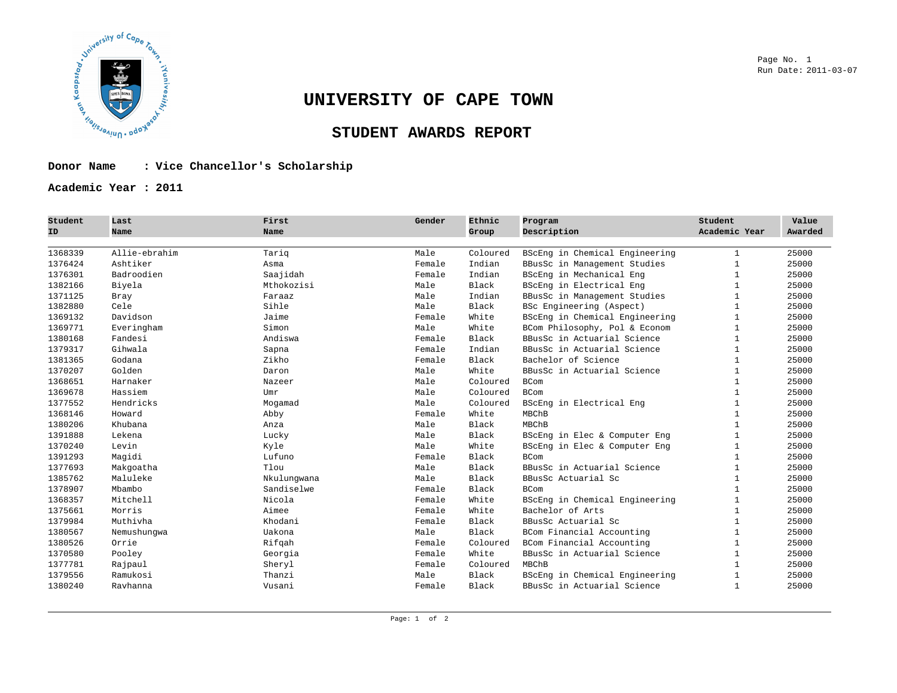# UNIVERSITY OF CAPE TOWN

## STUDENT AWARDS REPORT

Page No. 1
Run Date: 2011-03-07

**Donor Name : Vice Chancellor's Scholarship**

**Academic Year : 2011**

| Student ID | Last Name | First Name | Gender | Ethnic Group | Program Description | Student Academic Year | Value Awarded |
|---|---|---|---|---|---|---|---|
| 1368339 | Allie-ebrahim | Tariq | Male | Coloured | BScEng in Chemical Engineering | 1 | 25000 |
| 1376424 | Ashtiker | Asma | Female | Indian | BBusSc in Management Studies | 1 | 25000 |
| 1376301 | Badroodien | Saajidah | Female | Indian | BScEng in Mechanical Eng | 1 | 25000 |
| 1382166 | Biyela | Mthokozisi | Male | Black | BScEng in Electrical Eng | 1 | 25000 |
| 1371125 | Bray | Faraaz | Male | Indian | BBusSc in Management Studies | 1 | 25000 |
| 1382880 | Cele | Sihle | Male | Black | BSc Engineering (Aspect) | 1 | 25000 |
| 1369132 | Davidson | Jaime | Female | White | BScEng in Chemical Engineering | 1 | 25000 |
| 1369771 | Everingham | Simon | Male | White | BCom Philosophy, Pol & Econom | 1 | 25000 |
| 1380168 | Fandesi | Andiswa | Female | Black | BBusSc in Actuarial Science | 1 | 25000 |
| 1379317 | Gihwala | Sapna | Female | Indian | BBusSc in Actuarial Science | 1 | 25000 |
| 1381365 | Godana | Zikho | Female | Black | Bachelor of Science | 1 | 25000 |
| 1370207 | Golden | Daron | Male | White | BBusSc in Actuarial Science | 1 | 25000 |
| 1368651 | Harnaker | Nazeer | Male | Coloured | BCom | 1 | 25000 |
| 1369678 | Hassiem | Umr | Male | Coloured | BCom | 1 | 25000 |
| 1377552 | Hendricks | Mogamad | Male | Coloured | BScEng in Electrical Eng | 1 | 25000 |
| 1368146 | Howard | Abby | Female | White | MBChB | 1 | 25000 |
| 1380206 | Khubana | Anza | Male | Black | MBChB | 1 | 25000 |
| 1391888 | Lekena | Lucky | Male | Black | BScEng in Elec & Computer Eng | 1 | 25000 |
| 1370240 | Levin | Kyle | Male | White | BScEng in Elec & Computer Eng | 1 | 25000 |
| 1391293 | Magidi | Lufuno | Female | Black | BCom | 1 | 25000 |
| 1377693 | Makgoatha | Tlou | Male | Black | BBusSc in Actuarial Science | 1 | 25000 |
| 1385762 | Maluleke | Nkulungwana | Male | Black | BBusSc Actuarial Sc | 1 | 25000 |
| 1378907 | Mbambo | Sandiselwe | Female | Black | BCom | 1 | 25000 |
| 1368357 | Mitchell | Nicola | Female | White | BScEng in Chemical Engineering | 1 | 25000 |
| 1375661 | Morris | Aimee | Female | White | Bachelor of Arts | 1 | 25000 |
| 1379984 | Muthivha | Khodani | Female | Black | BBusSc Actuarial Sc | 1 | 25000 |
| 1380567 | Nemushungwa | Uakona | Male | Black | BCom Financial Accounting | 1 | 25000 |
| 1380526 | Orrie | Rifqah | Female | Coloured | BCom Financial Accounting | 1 | 25000 |
| 1370580 | Pooley | Georgia | Female | White | BBusSc in Actuarial Science | 1 | 25000 |
| 1377781 | Rajpaul | Sheryl | Female | Coloured | MBChB | 1 | 25000 |
| 1379556 | Ramukosi | Thanzi | Male | Black | BScEng in Chemical Engineering | 1 | 25000 |
| 1380240 | Ravhanna | Vusani | Female | Black | BBusSc in Actuarial Science | 1 | 25000 |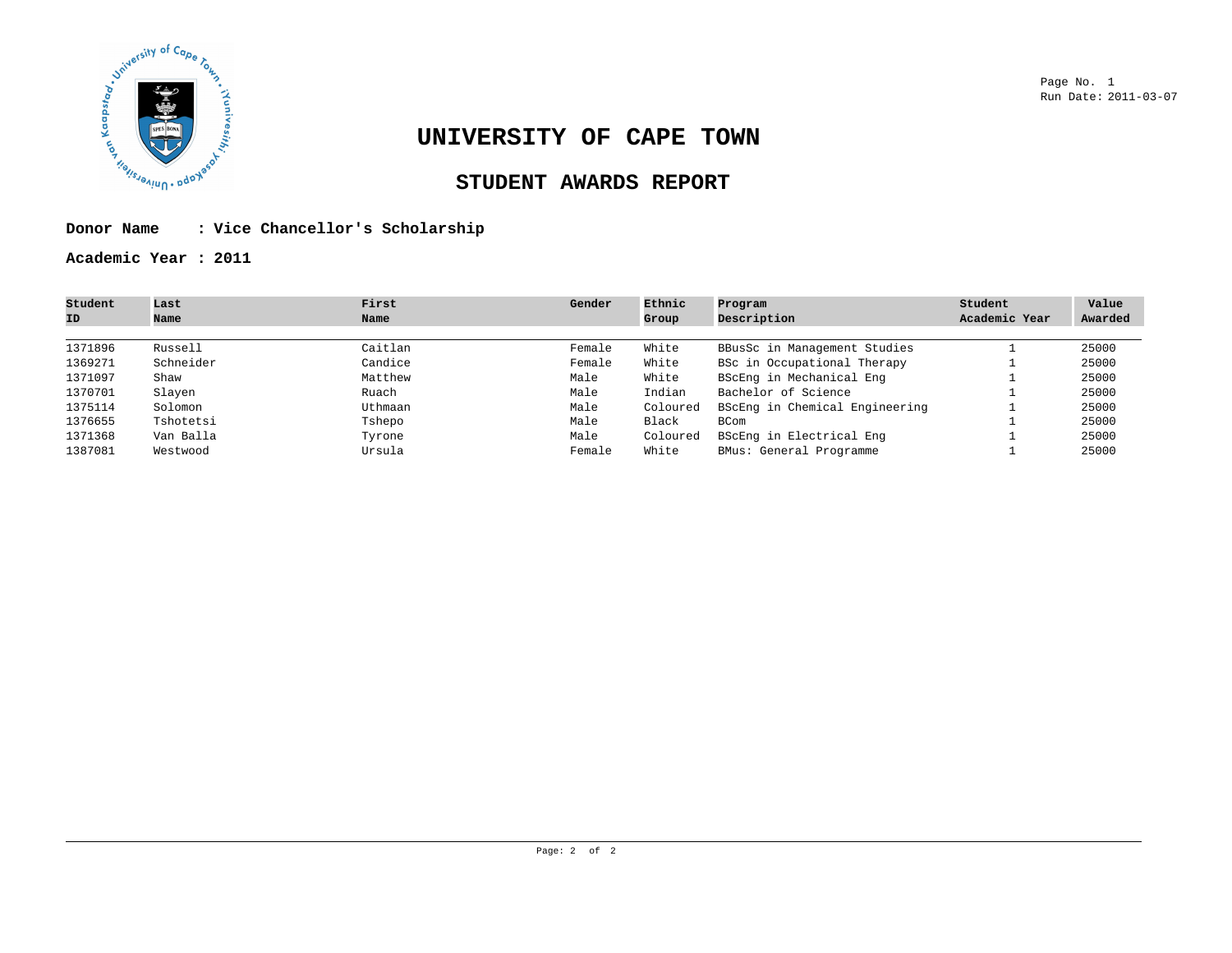# UNIVERSITY OF CAPE TOWN

## STUDENT AWARDS REPORT

**Donor Name : Vice Chancellor's Scholarship**

**Academic Year : 2011**

| Student ID | Last Name | First Name | Gender | Ethnic Group | Program Description | Student Academic Year | Value Awarded |
|---|---|---|---|---|---|---|---|
| 1371896 | Russell | Caitlan | Female | White | BBusSc in Management Studies | 1 | 25000 |
| 1369271 | Schneider | Candice | Female | White | BSc in Occupational Therapy | 1 | 25000 |
| 1371097 | Shaw | Matthew | Male | White | BScEng in Mechanical Eng | 1 | 25000 |
| 1370701 | Slayen | Ruach | Male | Indian | Bachelor of Science | 1 | 25000 |
| 1375114 | Solomon | Uthmaan | Male | Coloured | BScEng in Chemical Engineering | 1 | 25000 |
| 1376655 | Tshotetsi | Tshepo | Male | Black | BCom | 1 | 25000 |
| 1371368 | Van Balla | Tyrone | Male | Coloured | BScEng in Electrical Eng | 1 | 25000 |
| 1387081 | Westwood | Ursula | Female | White | BMus: General Programme | 1 | 25000 |